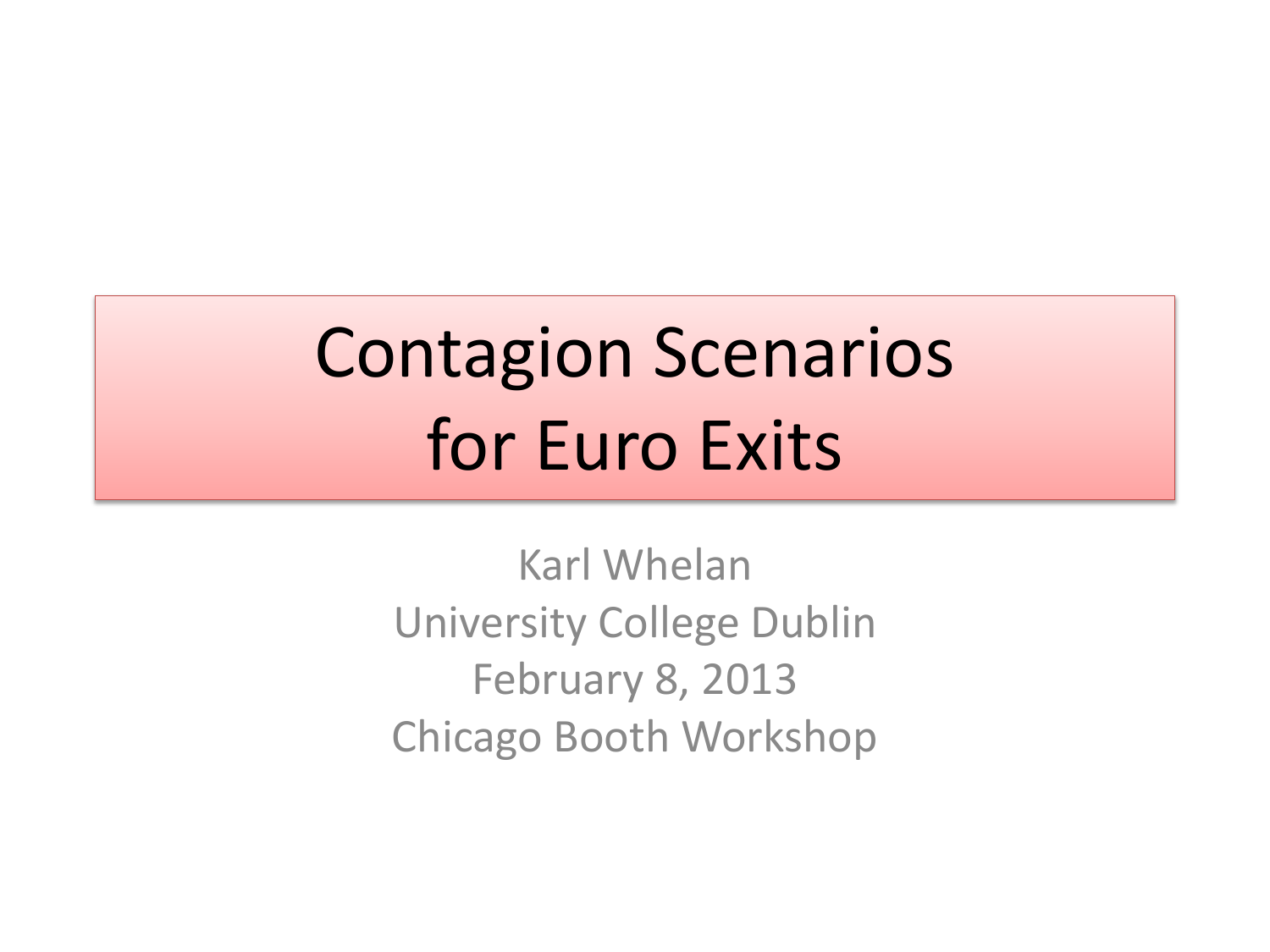# Contagion Scenarios for Euro Exits

Karl Whelan
University College Dublin
February 8, 2013
Chicago Booth Workshop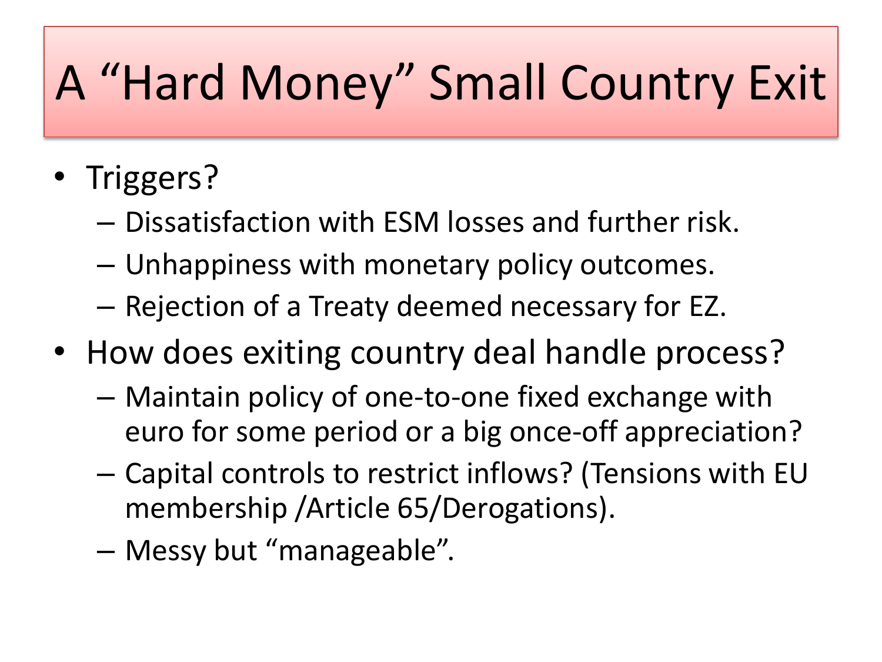# A "Hard Money" Small Country Exit

- Triggers?
  - Dissatisfaction with ESM losses and further risk.
  - Unhappiness with monetary policy outcomes.
  - Rejection of a Treaty deemed necessary for EZ.
- How does exiting country deal handle process?
  - Maintain policy of one-to-one fixed exchange with euro for some period or a big once-off appreciation?
  - Capital controls to restrict inflows? (Tensions with EU membership /Article 65/Derogations).
  - Messy but "manageable".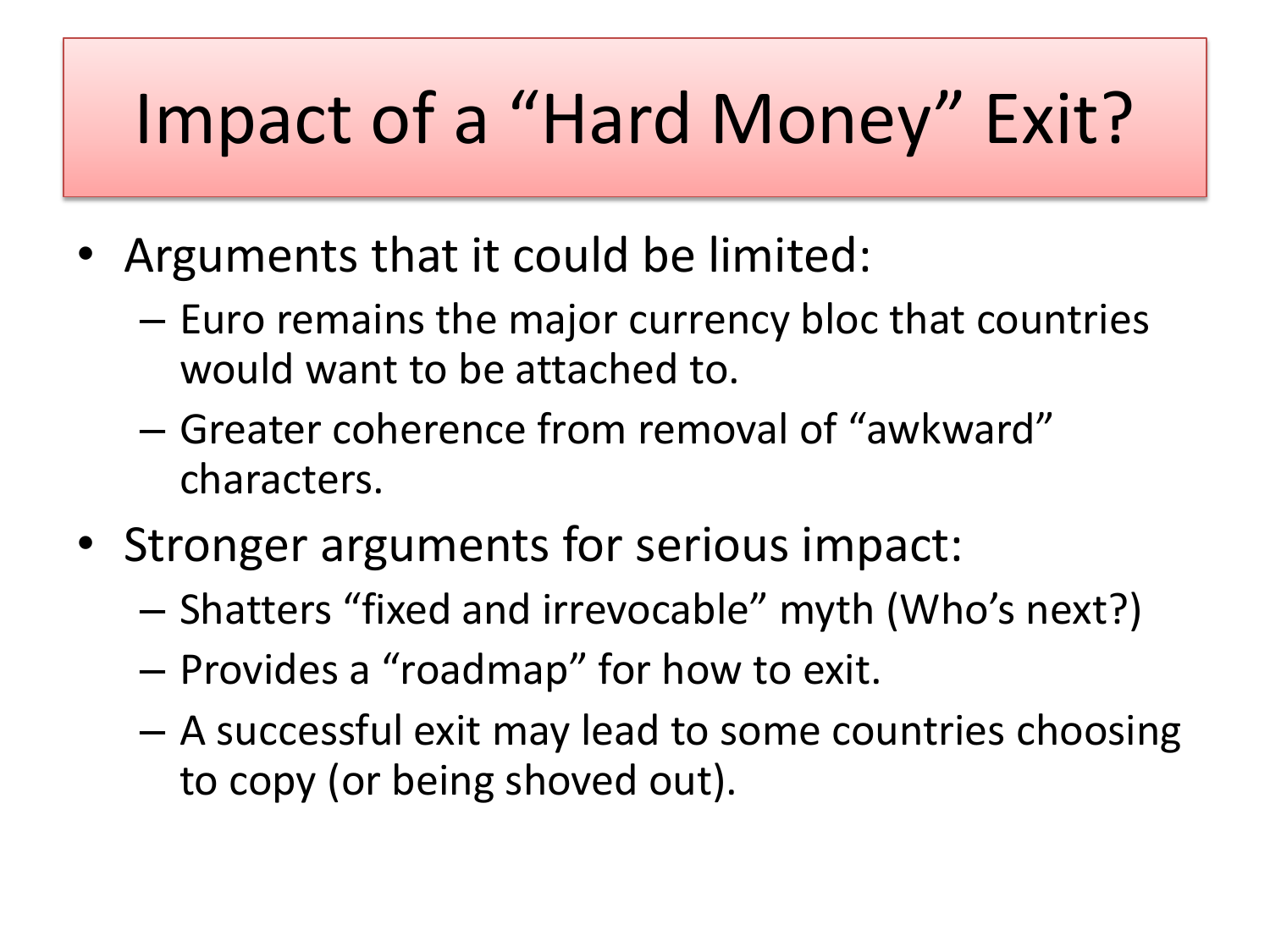# Impact of a "Hard Money" Exit?

- Arguments that it could be limited:
  - Euro remains the major currency bloc that countries would want to be attached to.
  - Greater coherence from removal of "awkward" characters.
- Stronger arguments for serious impact:
  - Shatters "fixed and irrevocable" myth (Who's next?)
  - Provides a "roadmap" for how to exit.
  - A successful exit may lead to some countries choosing to copy (or being shoved out).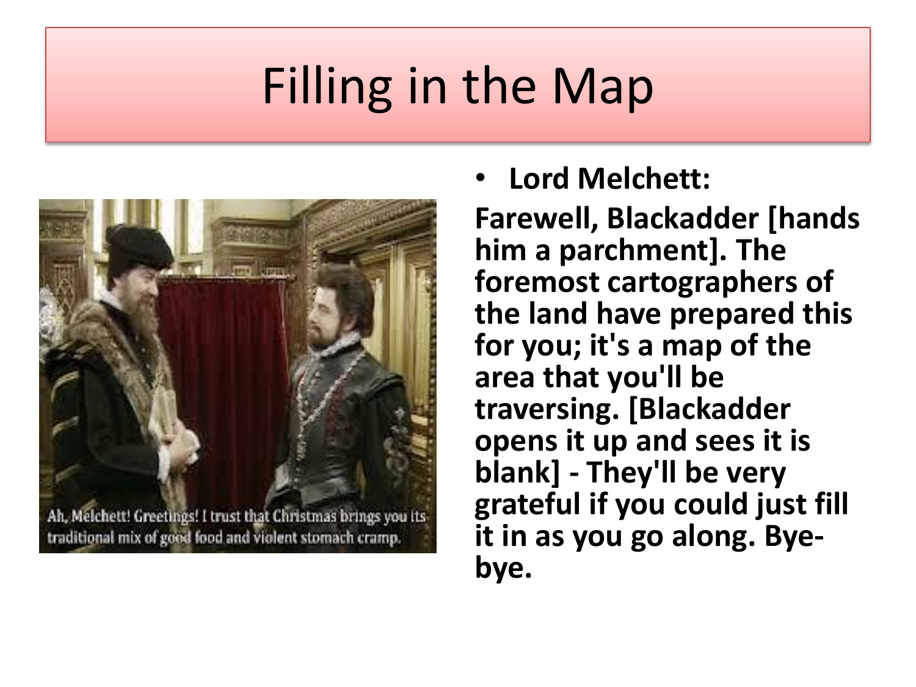# Filling in the Map

Ah, Melchett! Greetings! I trust that Christmas brings you its traditional mix of good food and violent stomach cramp.

- **Lord Melchett:**

**Farewell, Blackadder [hands him a parchment]. The foremost cartographers of the land have prepared this for you; it's a map of the area that you'll be traversing. [Blackadder opens it up and sees it is blank] - They'll be very grateful if you could just fill it in as you go along. Bye-bye.**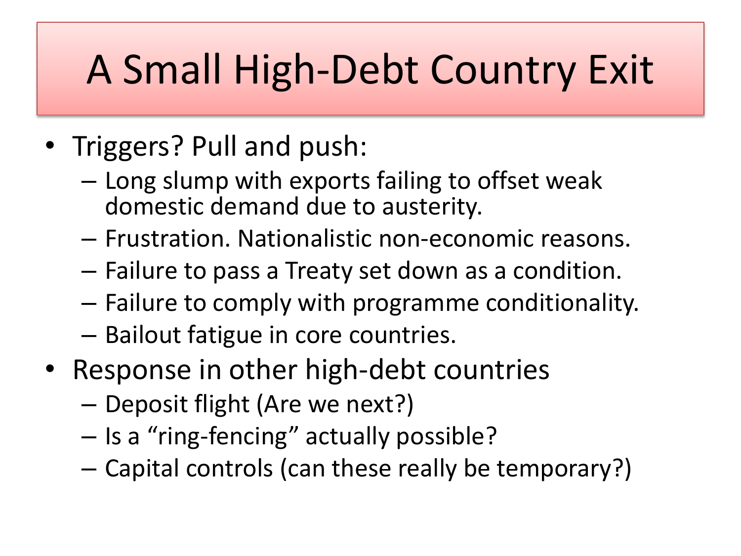# A Small High-Debt Country Exit

- Triggers? Pull and push:
  - Long slump with exports failing to offset weak domestic demand due to austerity.
  - Frustration. Nationalistic non-economic reasons.
  - Failure to pass a Treaty set down as a condition.
  - Failure to comply with programme conditionality.
  - Bailout fatigue in core countries.
- Response in other high-debt countries
  - Deposit flight (Are we next?)
  - Is a "ring-fencing" actually possible?
  - Capital controls (can these really be temporary?)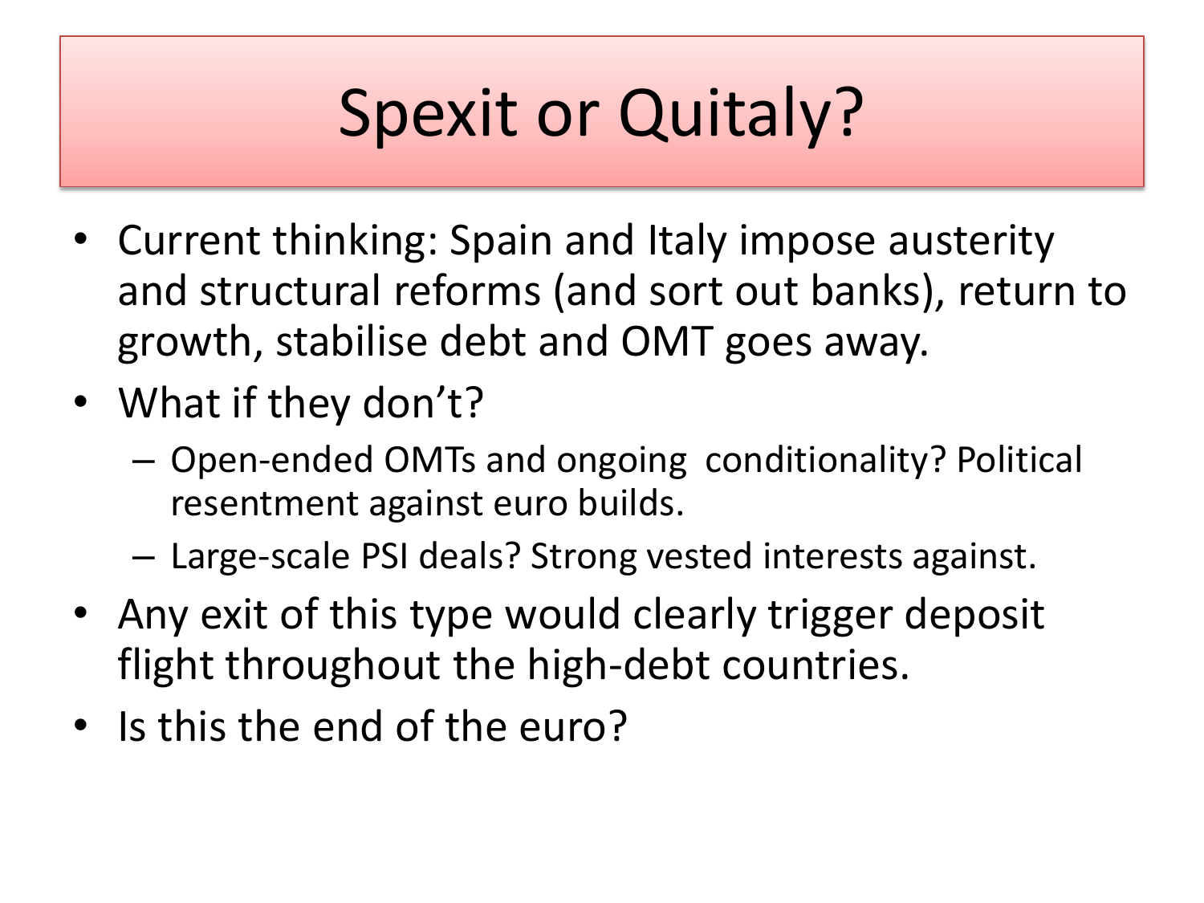# Spexit or Quitaly?

- Current thinking: Spain and Italy impose austerity and structural reforms (and sort out banks), return to growth, stabilise debt and OMT goes away.
- What if they don't?
  - Open-ended OMTs and ongoing conditionality? Political resentment against euro builds.
  - Large-scale PSI deals? Strong vested interests against.
- Any exit of this type would clearly trigger deposit flight throughout the high-debt countries.
- Is this the end of the euro?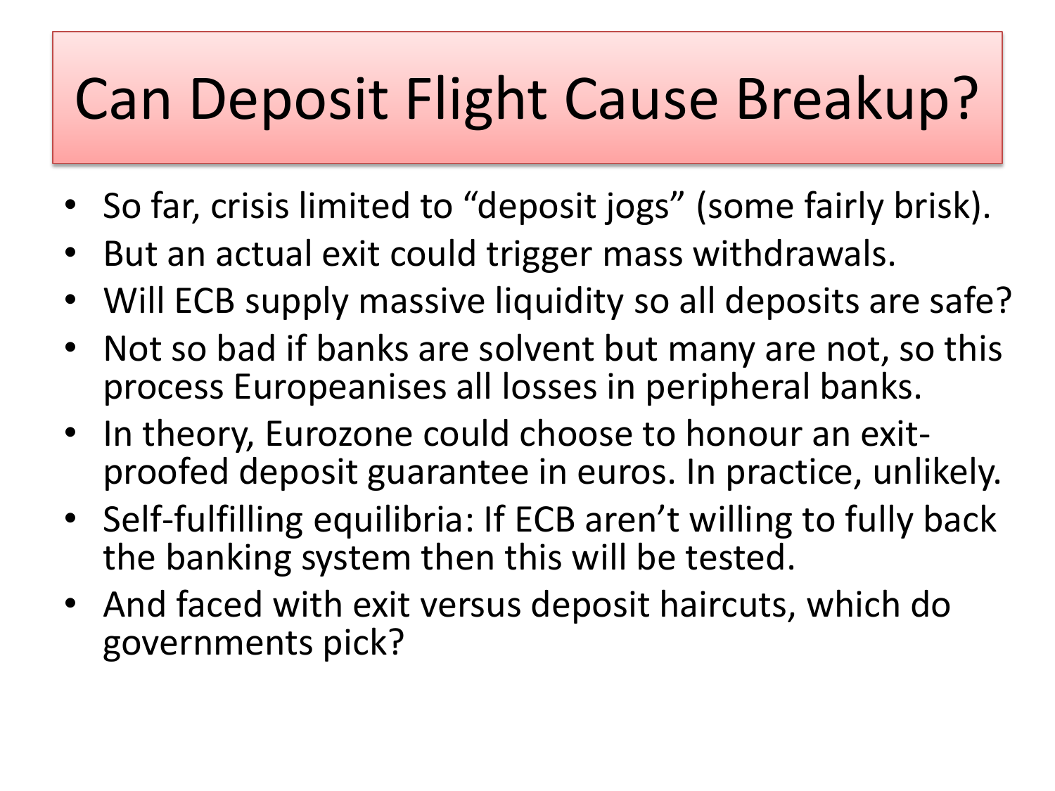# Can Deposit Flight Cause Breakup?

- So far, crisis limited to "deposit jogs" (some fairly brisk).
- But an actual exit could trigger mass withdrawals.
- Will ECB supply massive liquidity so all deposits are safe?
- Not so bad if banks are solvent but many are not, so this process Europeanises all losses in peripheral banks.
- In theory, Eurozone could choose to honour an exit-proofed deposit guarantee in euros. In practice, unlikely.
- Self-fulfilling equilibria: If ECB aren't willing to fully back the banking system then this will be tested.
- And faced with exit versus deposit haircuts, which do governments pick?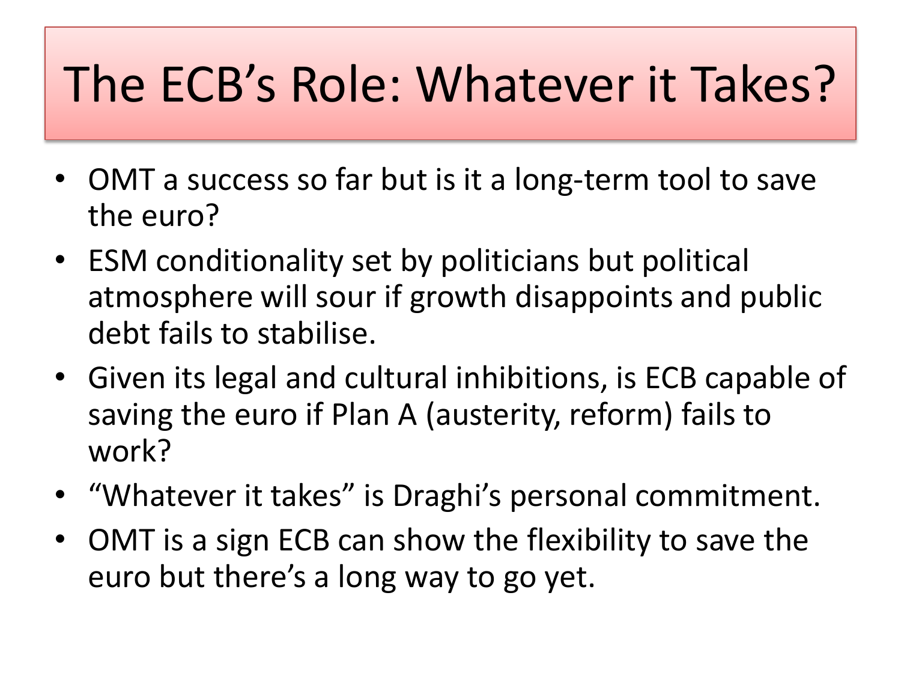# The ECB's Role: Whatever it Takes?

- OMT a success so far but is it a long-term tool to save the euro?
- ESM conditionality set by politicians but political atmosphere will sour if growth disappoints and public debt fails to stabilise.
- Given its legal and cultural inhibitions, is ECB capable of saving the euro if Plan A (austerity, reform) fails to work?
- "Whatever it takes" is Draghi's personal commitment.
- OMT is a sign ECB can show the flexibility to save the euro but there's a long way to go yet.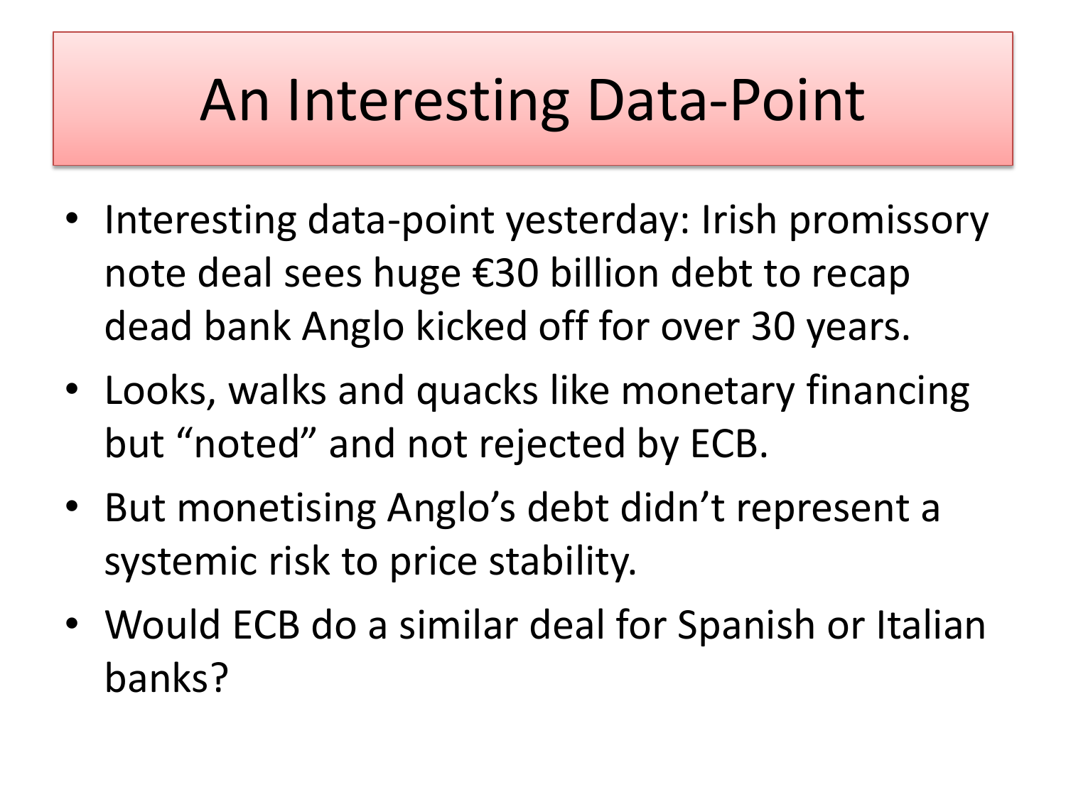# An Interesting Data-Point

- Interesting data-point yesterday: Irish promissory note deal sees huge €30 billion debt to recap dead bank Anglo kicked off for over 30 years.
- Looks, walks and quacks like monetary financing but “noted” and not rejected by ECB.
- But monetising Anglo’s debt didn’t represent a systemic risk to price stability.
- Would ECB do a similar deal for Spanish or Italian banks?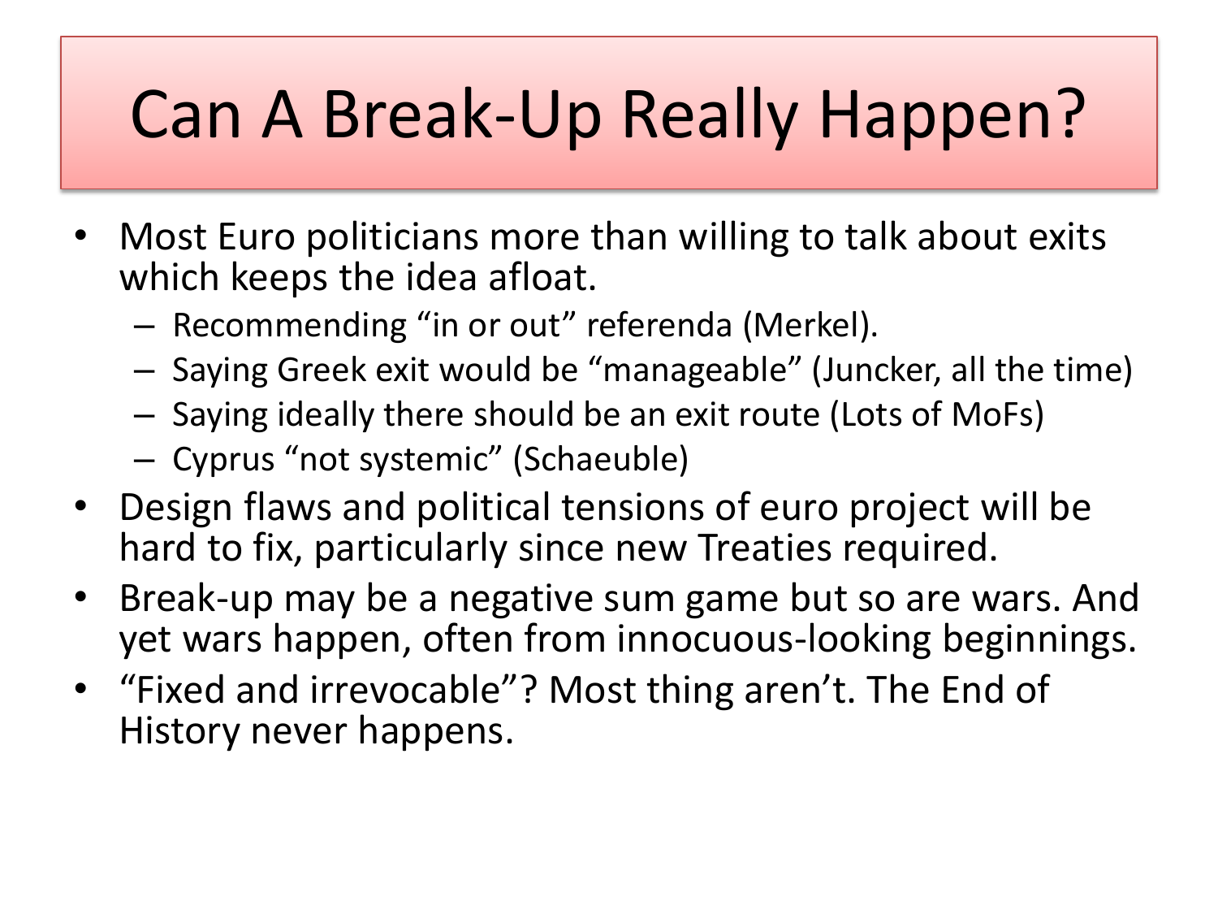# Can A Break-Up Really Happen?

- Most Euro politicians more than willing to talk about exits which keeps the idea afloat.
  - Recommending “in or out” referenda (Merkel).
  - Saying Greek exit would be “manageable” (Juncker, all the time)
  - Saying ideally there should be an exit route (Lots of MoFs)
  - Cyprus “not systemic” (Schaeuble)
- Design flaws and political tensions of euro project will be hard to fix, particularly since new Treaties required.
- Break-up may be a negative sum game but so are wars. And yet wars happen, often from innocuous-looking beginnings.
- “Fixed and irrevocable”? Most thing aren’t. The End of History never happens.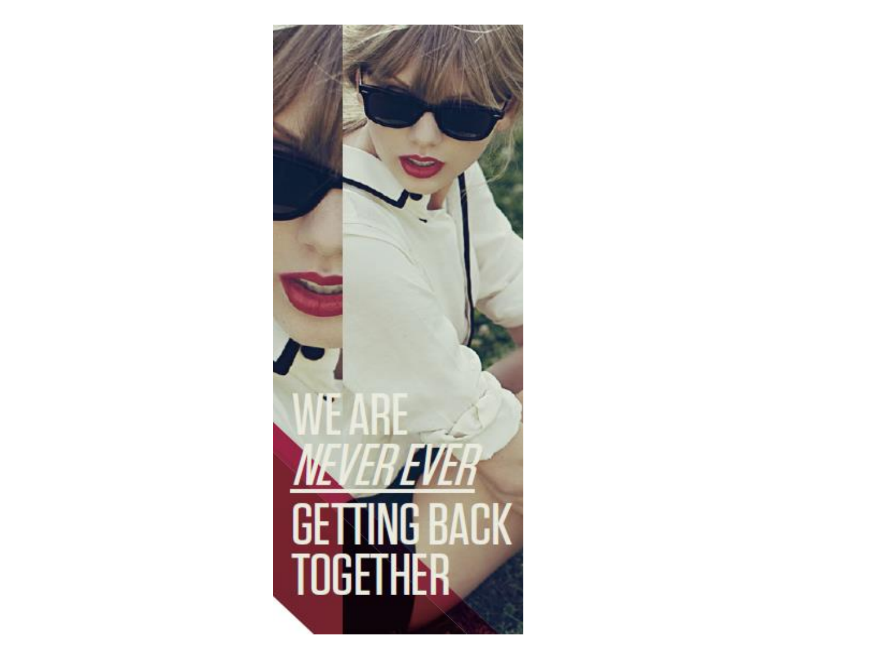WE ARE

*NEVER EVER*

GETTING BACK TOGETHER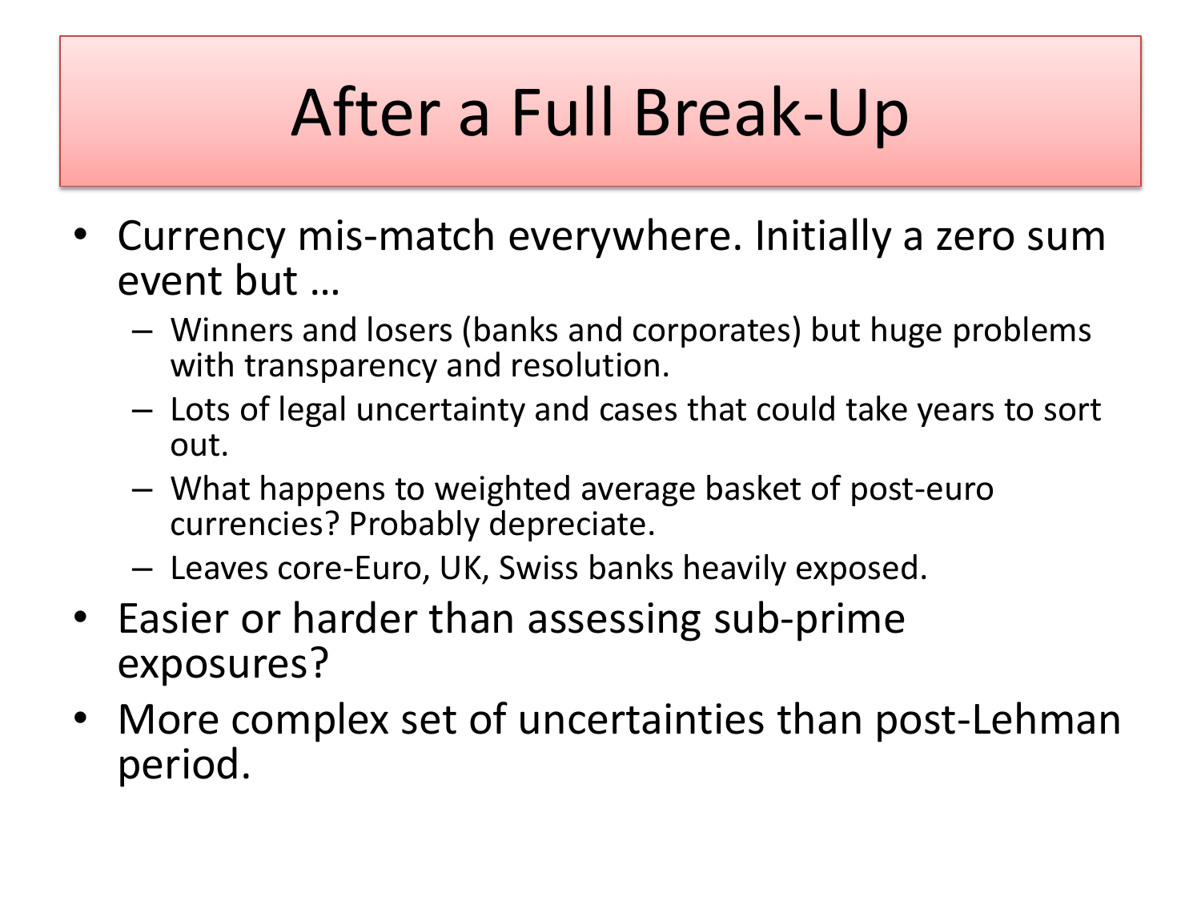# After a Full Break-Up

- Currency mis-match everywhere. Initially a zero sum event but …
  - Winners and losers (banks and corporates) but huge problems with transparency and resolution.
  - Lots of legal uncertainty and cases that could take years to sort out.
  - What happens to weighted average basket of post-euro currencies? Probably depreciate.
  - Leaves core-Euro, UK, Swiss banks heavily exposed.
- Easier or harder than assessing sub-prime exposures?
- More complex set of uncertainties than post-Lehman period.